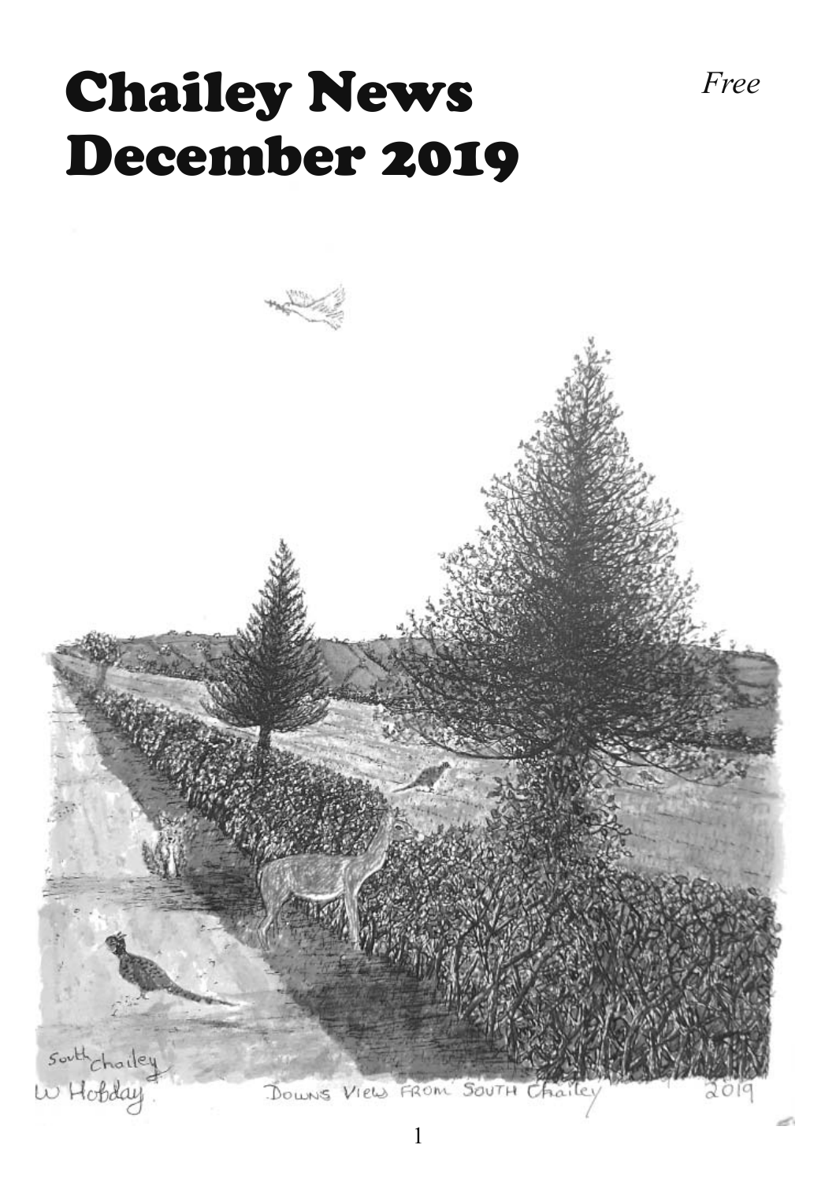# Chailey News December 2019

*Free*

South Chailey
W Hobday

DOWNS VIEW FROM SOUTH CHAILEY 2019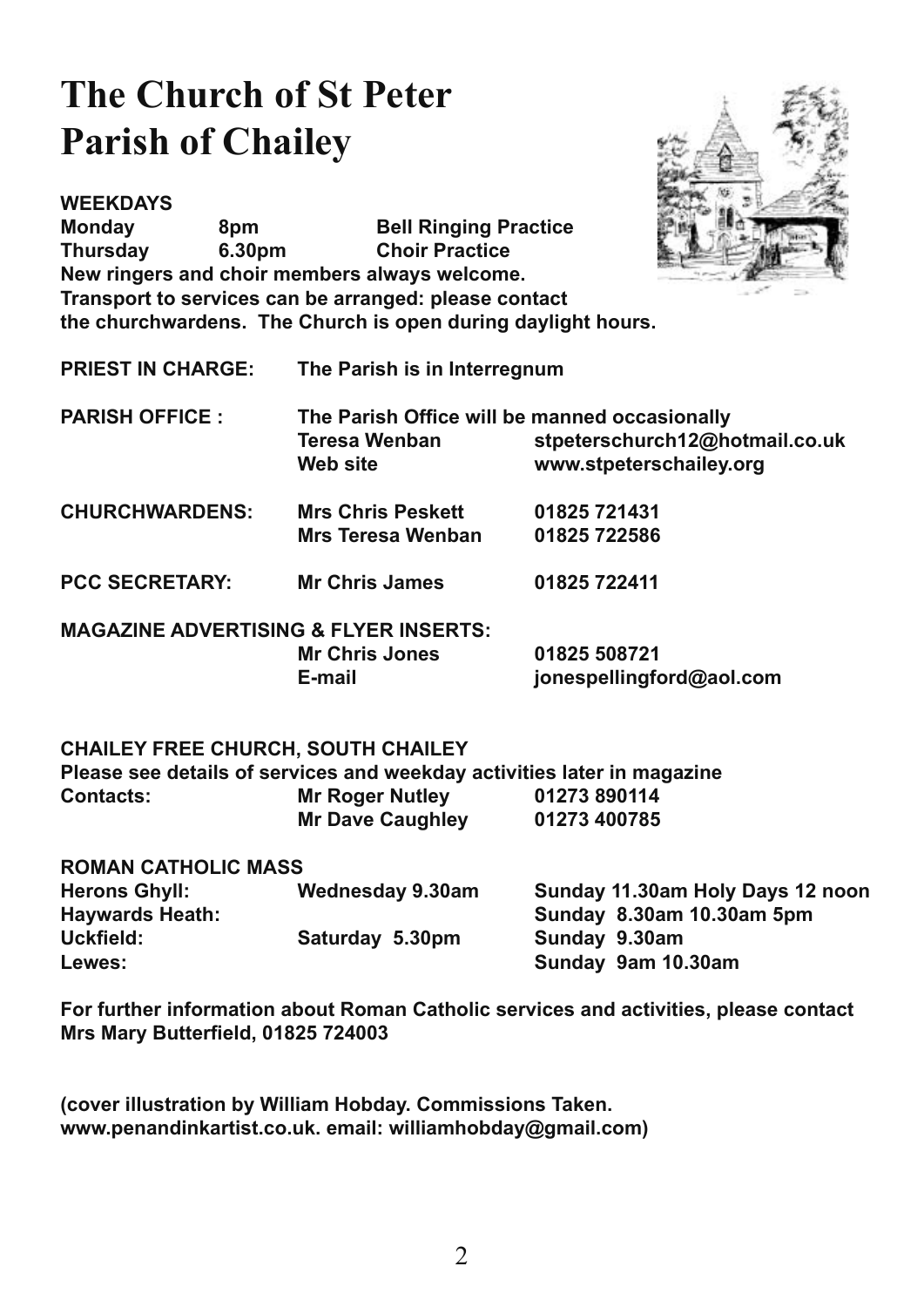# The Church of St Peter
# Parish of Chailey

**WEEKDAYS**

| | | |
|---|---|---|
| **Monday** | **8pm** | **Bell Ringing Practice** |
| **Thursday** | **6.30pm** | **Choir Practice** |

**New ringers and choir members always welcome.**
**Transport to services can be arranged: please contact the churchwardens. The Church is open during daylight hours.**

| | | |
|---|---|---|
| **PRIEST IN CHARGE:** | **The Parish is in Interregnum** | |
| **PARISH OFFICE :** | **The Parish Office will be manned occasionally** | |
| | **Teresa Wenban** | **stpeterschurch12@hotmail.co.uk** |
| | **Web site** | **www.stpeterschailey.org** |
| **CHURCHWARDENS:** | **Mrs Chris Peskett** | **01825 721431** |
| | **Mrs Teresa Wenban** | **01825 722586** |
| **PCC SECRETARY:** | **Mr Chris James** | **01825 722411** |

**MAGAZINE ADVERTISING & FLYER INSERTS:**

| | | |
|---|---|---|
| | **Mr Chris Jones** | **01825 508721** |
| | **E-mail** | **jonespellingford@aol.com** |

**CHAILEY FREE CHURCH, SOUTH CHAILEY**
**Please see details of services and weekday activities later in magazine**

| | | |
|---|---|---|
| **Contacts:** | **Mr Roger Nutley** | **01273 890114** |
| | **Mr Dave Caughley** | **01273 400785** |

**ROMAN CATHOLIC MASS**

| | | |
|---|---|---|
| **Herons Ghyll:** | **Wednesday 9.30am** | **Sunday 11.30am Holy Days 12 noon** |
| **Haywards Heath:** | | **Sunday 8.30am 10.30am 5pm** |
| **Uckfield:** | **Saturday 5.30pm** | **Sunday 9.30am** |
| **Lewes:** | | **Sunday 9am 10.30am** |

**For further information about Roman Catholic services and activities, please contact Mrs Mary Butterfield, 01825 724003**

**(cover illustration by William Hobday. Commissions Taken. www.penandinkartist.co.uk. email: williamhobday@gmail.com)**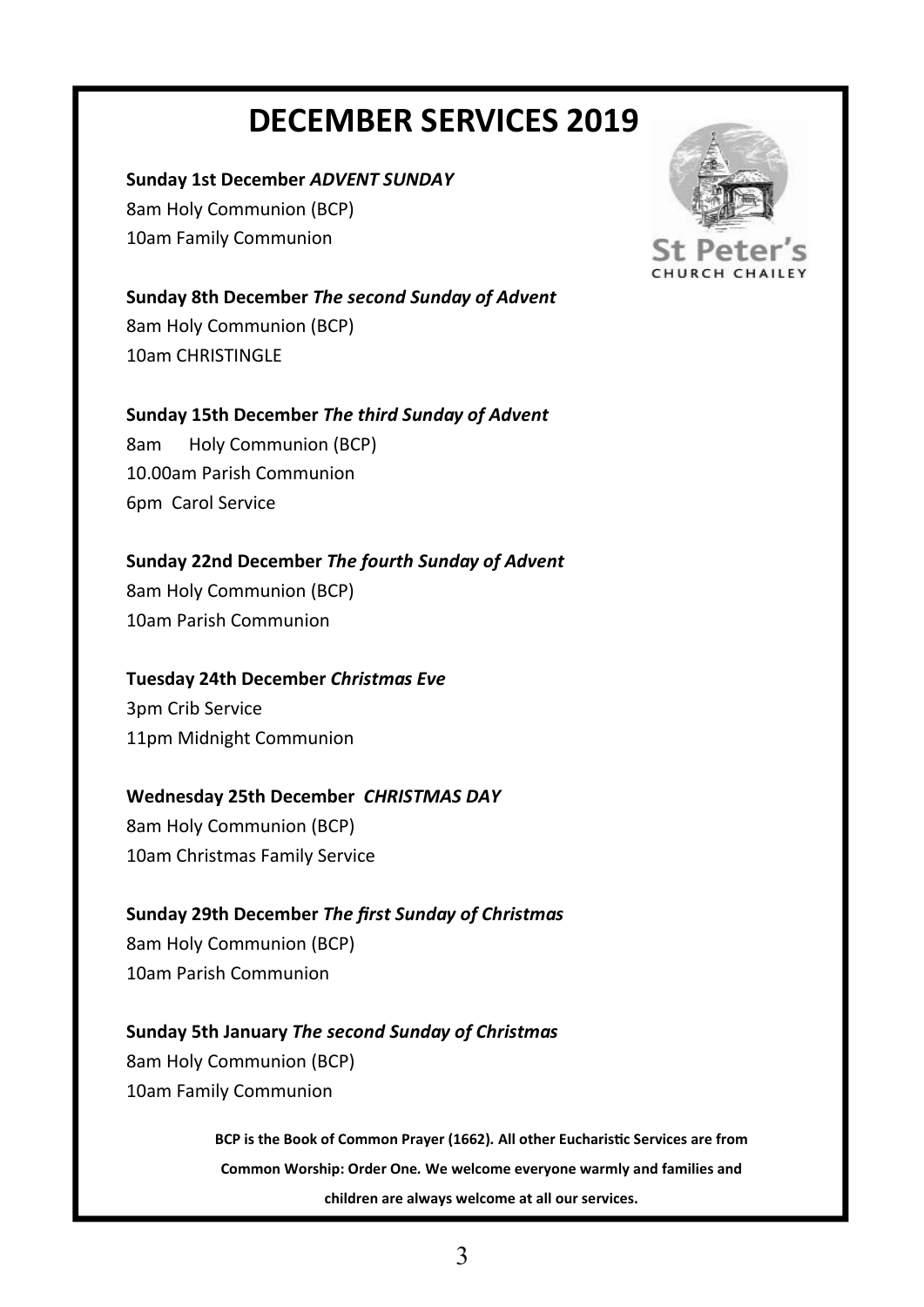# DECEMBER SERVICES 2019

St Peter's
CHURCH CHAILEY

**Sunday 1st December *ADVENT SUNDAY***
8am Holy Communion (BCP)
10am Family Communion

**Sunday 8th December *The second Sunday of Advent***
8am Holy Communion (BCP)
10am CHRISTINGLE

**Sunday 15th December *The third Sunday of Advent***
8am Holy Communion (BCP)
10.00am Parish Communion
6pm Carol Service

**Sunday 22nd December *The fourth Sunday of Advent***
8am Holy Communion (BCP)
10am Parish Communion

**Tuesday 24th December *Christmas Eve***
3pm Crib Service
11pm Midnight Communion

**Wednesday 25th December *CHRISTMAS DAY***
8am Holy Communion (BCP)
10am Christmas Family Service

**Sunday 29th December *The first Sunday of Christmas***
8am Holy Communion (BCP)
10am Parish Communion

**Sunday 5th January *The second Sunday of Christmas***
8am Holy Communion (BCP)
10am Family Communion

**BCP is the Book of Common Prayer (1662). All other Eucharistic Services are from Common Worship: Order One. We welcome everyone warmly and families and children are always welcome at all our services.**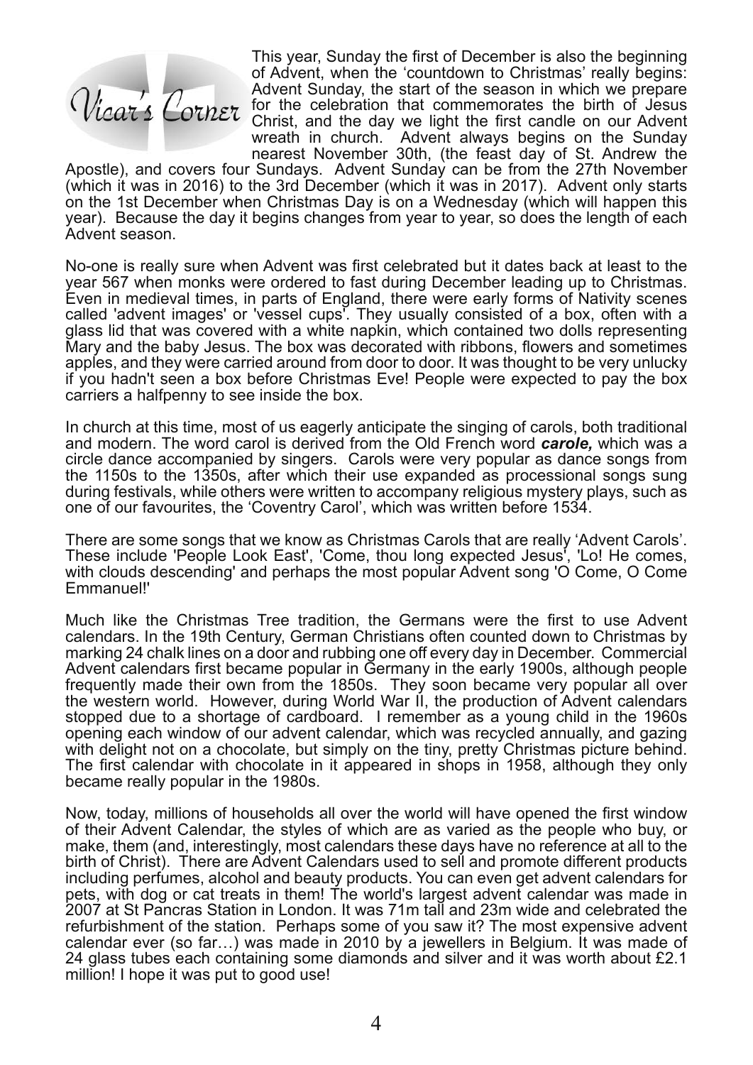# Vicar's Corner

This year, Sunday the first of December is also the beginning of Advent, when the 'countdown to Christmas' really begins: Advent Sunday, the start of the season in which we prepare for the celebration that commemorates the birth of Jesus Christ, and the day we light the first candle on our Advent wreath in church. Advent always begins on the Sunday nearest November 30th, (the feast day of St. Andrew the Apostle), and covers four Sundays. Advent Sunday can be from the 27th November (which it was in 2016) to the 3rd December (which it was in 2017). Advent only starts on the 1st December when Christmas Day is on a Wednesday (which will happen this year). Because the day it begins changes from year to year, so does the length of each Advent season.

No-one is really sure when Advent was first celebrated but it dates back at least to the year 567 when monks were ordered to fast during December leading up to Christmas. Even in medieval times, in parts of England, there were early forms of Nativity scenes called 'advent images' or 'vessel cups'. They usually consisted of a box, often with a glass lid that was covered with a white napkin, which contained two dolls representing Mary and the baby Jesus. The box was decorated with ribbons, flowers and sometimes apples, and they were carried around from door to door. It was thought to be very unlucky if you hadn't seen a box before Christmas Eve! People were expected to pay the box carriers a halfpenny to see inside the box.

In church at this time, most of us eagerly anticipate the singing of carols, both traditional and modern. The word carol is derived from the Old French word ***carole,*** which was a circle dance accompanied by singers. Carols were very popular as dance songs from the 1150s to the 1350s, after which their use expanded as processional songs sung during festivals, while others were written to accompany religious mystery plays, such as one of our favourites, the 'Coventry Carol', which was written before 1534.

There are some songs that we know as Christmas Carols that are really 'Advent Carols'. These include 'People Look East', 'Come, thou long expected Jesus', 'Lo! He comes, with clouds descending' and perhaps the most popular Advent song 'O Come, O Come Emmanuel!'

Much like the Christmas Tree tradition, the Germans were the first to use Advent calendars. In the 19th Century, German Christians often counted down to Christmas by marking 24 chalk lines on a door and rubbing one off every day in December. Commercial Advent calendars first became popular in Germany in the early 1900s, although people frequently made their own from the 1850s. They soon became very popular all over the western world. However, during World War II, the production of Advent calendars stopped due to a shortage of cardboard. I remember as a young child in the 1960s opening each window of our advent calendar, which was recycled annually, and gazing with delight not on a chocolate, but simply on the tiny, pretty Christmas picture behind. The first calendar with chocolate in it appeared in shops in 1958, although they only became really popular in the 1980s.

Now, today, millions of households all over the world will have opened the first window of their Advent Calendar, the styles of which are as varied as the people who buy, or make, them (and, interestingly, most calendars these days have no reference at all to the birth of Christ). There are Advent Calendars used to sell and promote different products including perfumes, alcohol and beauty products. You can even get advent calendars for pets, with dog or cat treats in them! The world's largest advent calendar was made in 2007 at St Pancras Station in London. It was 71m tall and 23m wide and celebrated the refurbishment of the station. Perhaps some of you saw it? The most expensive advent calendar ever (so far…) was made in 2010 by a jewellers in Belgium. It was made of 24 glass tubes each containing some diamonds and silver and it was worth about £2.1 million! I hope it was put to good use!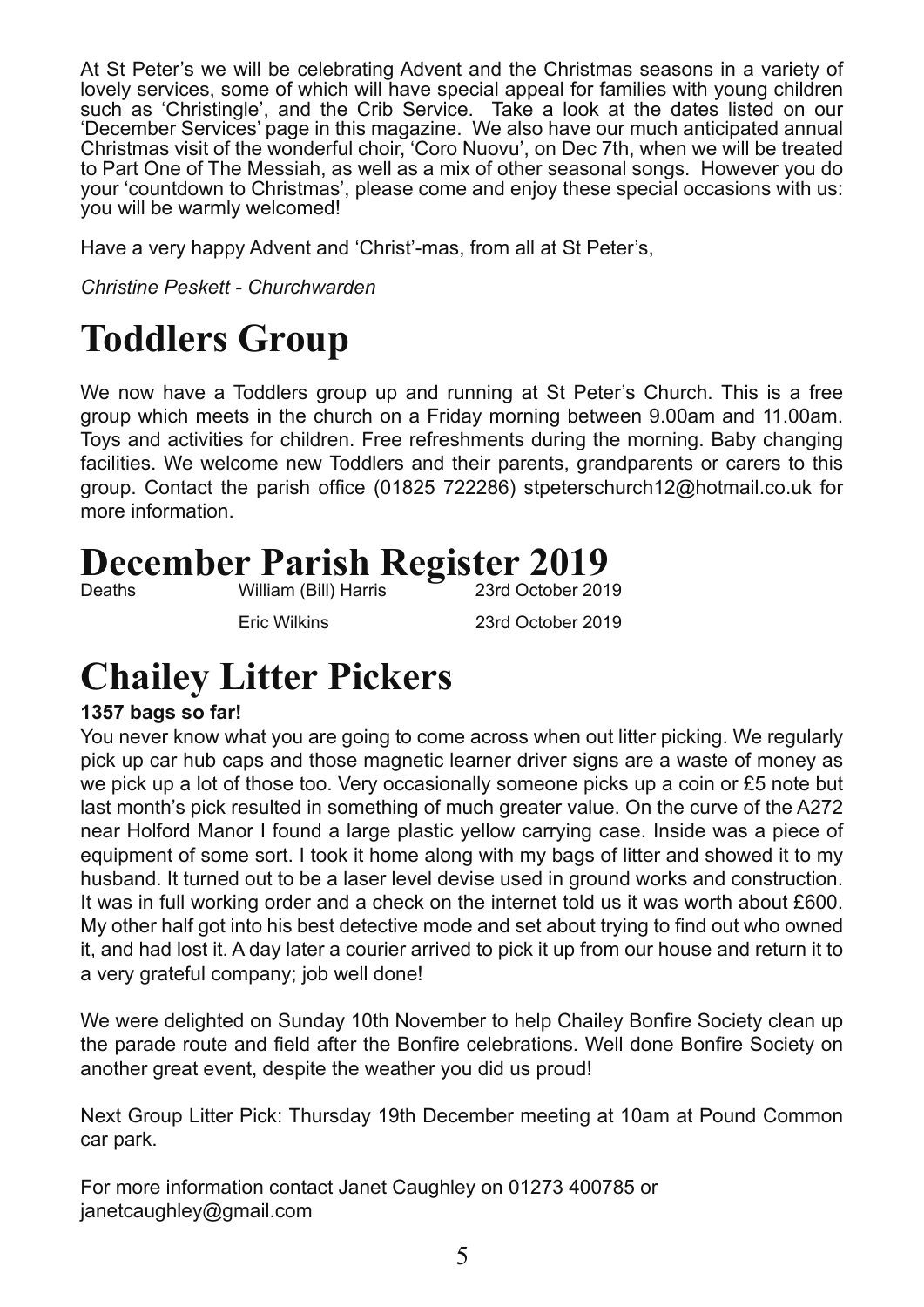At St Peter's we will be celebrating Advent and the Christmas seasons in a variety of lovely services, some of which will have special appeal for families with young children such as 'Christingle', and the Crib Service. Take a look at the dates listed on our 'December Services' page in this magazine. We also have our much anticipated annual Christmas visit of the wonderful choir, 'Coro Nuovu', on Dec 7th, when we will be treated to Part One of The Messiah, as well as a mix of other seasonal songs. However you do your 'countdown to Christmas', please come and enjoy these special occasions with us: you will be warmly welcomed!

Have a very happy Advent and 'Christ'-mas, from all at St Peter's,

*Christine Peskett - Churchwarden*

# Toddlers Group

We now have a Toddlers group up and running at St Peter's Church. This is a free group which meets in the church on a Friday morning between 9.00am and 11.00am. Toys and activities for children. Free refreshments during the morning. Baby changing facilities. We welcome new Toddlers and their parents, grandparents or carers to this group. Contact the parish office (01825 722286) stpeterschurch12@hotmail.co.uk for more information.

# December Parish Register 2019

| Deaths | William (Bill) Harris | 23rd October 2019 |
|---|---|---|
| | Eric Wilkins | 23rd October 2019 |

# Chailey Litter Pickers

**1357 bags so far!**

You never know what you are going to come across when out litter picking. We regularly pick up car hub caps and those magnetic learner driver signs are a waste of money as we pick up a lot of those too. Very occasionally someone picks up a coin or £5 note but last month's pick resulted in something of much greater value. On the curve of the A272 near Holford Manor I found a large plastic yellow carrying case. Inside was a piece of equipment of some sort. I took it home along with my bags of litter and showed it to my husband. It turned out to be a laser level devise used in ground works and construction. It was in full working order and a check on the internet told us it was worth about £600. My other half got into his best detective mode and set about trying to find out who owned it, and had lost it. A day later a courier arrived to pick it up from our house and return it to a very grateful company; job well done!

We were delighted on Sunday 10th November to help Chailey Bonfire Society clean up the parade route and field after the Bonfire celebrations. Well done Bonfire Society on another great event, despite the weather you did us proud!

Next Group Litter Pick: Thursday 19th December meeting at 10am at Pound Common car park.

For more information contact Janet Caughley on 01273 400785 or janetcaughley@gmail.com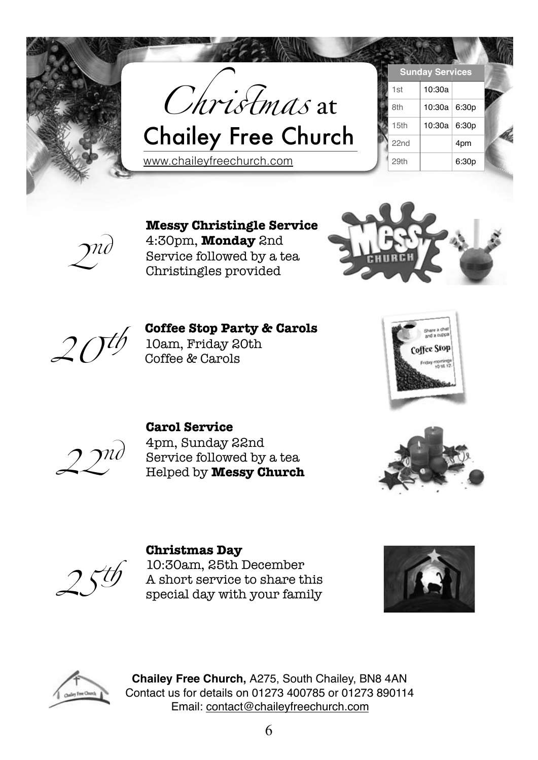# *Christmas* at Chailey Free Church

www.chaileyfreechurch.com

| Sunday Services | | |
|---|---|---|
| 1st | 10:30a | |
| 8th | 10:30a | 6:30p |
| 15th | 10:30a | 6:30p |
| 22nd | | 4pm |
| 29th | | 6:30p |

*2nd*

**Messy Christingle Service**
4:30pm, **Monday** 2nd
Service followed by a tea
Christingles provided

*20th*

**Coffee Stop Party & Carols**
10am, Friday 20th
Coffee & Carols

*22nd*

**Carol Service**
4pm, Sunday 22nd
Service followed by a tea
Helped by **Messy Church**

*25th*

**Christmas Day**
10:30am, 25th December
A short service to share this special day with your family

**Chailey Free Church,** A275, South Chailey, BN8 4AN
Contact us for details on 01273 400785 or 01273 890114
Email: contact@chaileyfreechurch.com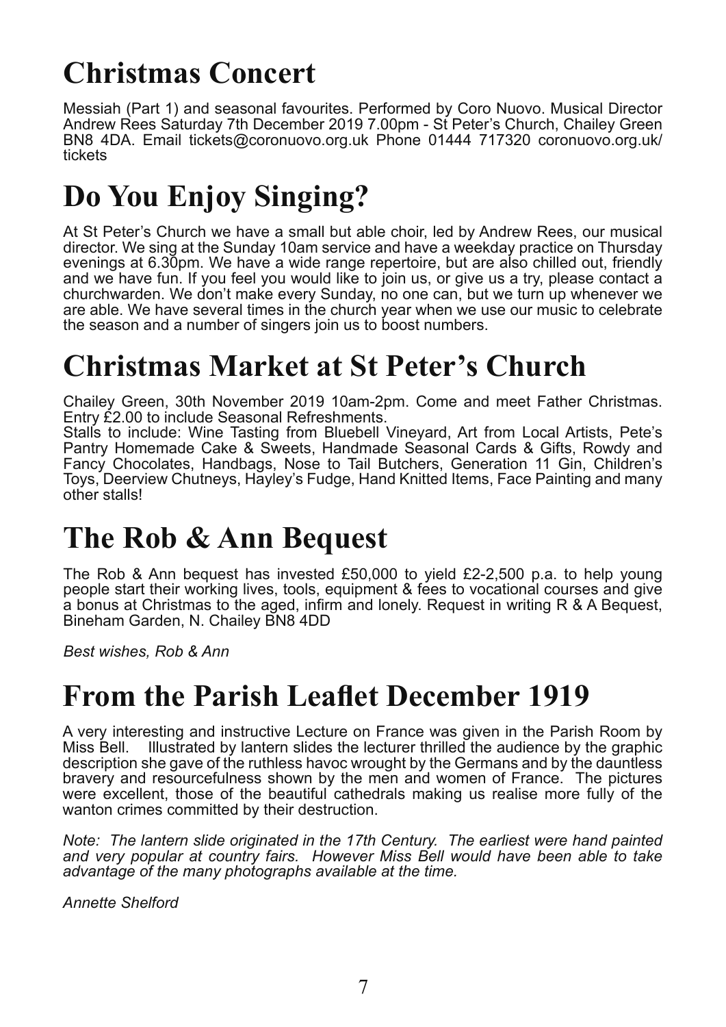# Christmas Concert

Messiah (Part 1) and seasonal favourites. Performed by Coro Nuovo. Musical Director Andrew Rees Saturday 7th December 2019 7.00pm - St Peter's Church, Chailey Green BN8 4DA. Email tickets@coronuovo.org.uk Phone 01444 717320 coronuovo.org.uk/tickets

# Do You Enjoy Singing?

At St Peter's Church we have a small but able choir, led by Andrew Rees, our musical director. We sing at the Sunday 10am service and have a weekday practice on Thursday evenings at 6.30pm. We have a wide range repertoire, but are also chilled out, friendly and we have fun. If you feel you would like to join us, or give us a try, please contact a churchwarden. We don't make every Sunday, no one can, but we turn up whenever we are able. We have several times in the church year when we use our music to celebrate the season and a number of singers join us to boost numbers.

# Christmas Market at St Peter's Church

Chailey Green, 30th November 2019 10am-2pm. Come and meet Father Christmas. Entry £2.00 to include Seasonal Refreshments.
Stalls to include: Wine Tasting from Bluebell Vineyard, Art from Local Artists, Pete's Pantry Homemade Cake & Sweets, Handmade Seasonal Cards & Gifts, Rowdy and Fancy Chocolates, Handbags, Nose to Tail Butchers, Generation 11 Gin, Children's Toys, Deerview Chutneys, Hayley's Fudge, Hand Knitted Items, Face Painting and many other stalls!

# The Rob & Ann Bequest

The Rob & Ann bequest has invested £50,000 to yield £2-2,500 p.a. to help young people start their working lives, tools, equipment & fees to vocational courses and give a bonus at Christmas to the aged, infirm and lonely. Request in writing R & A Bequest, Bineham Garden, N. Chailey BN8 4DD

*Best wishes, Rob & Ann*

# From the Parish Leaflet December 1919

A very interesting and instructive Lecture on France was given in the Parish Room by Miss Bell. Illustrated by lantern slides the lecturer thrilled the audience by the graphic description she gave of the ruthless havoc wrought by the Germans and by the dauntless bravery and resourcefulness shown by the men and women of France. The pictures were excellent, those of the beautiful cathedrals making us realise more fully of the wanton crimes committed by their destruction.

*Note: The lantern slide originated in the 17th Century. The earliest were hand painted and very popular at country fairs. However Miss Bell would have been able to take advantage of the many photographs available at the time.*

*Annette Shelford*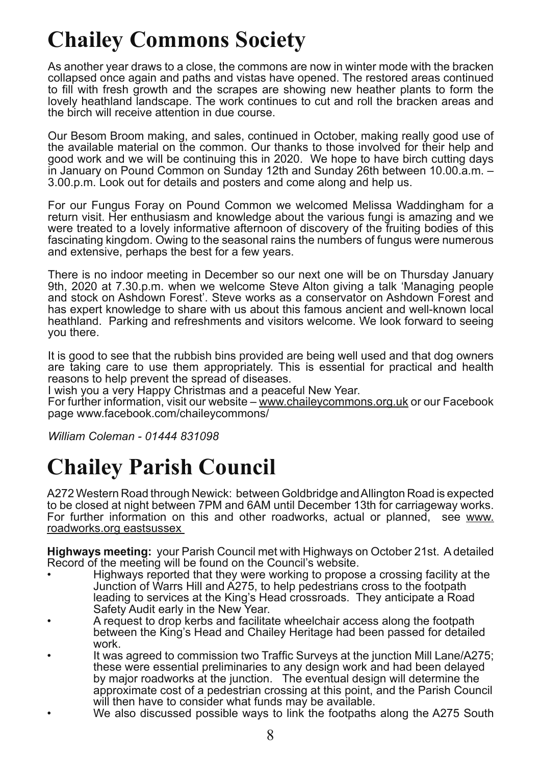# Chailey Commons Society

As another year draws to a close, the commons are now in winter mode with the bracken collapsed once again and paths and vistas have opened. The restored areas continued to fill with fresh growth and the scrapes are showing new heather plants to form the lovely heathland landscape. The work continues to cut and roll the bracken areas and the birch will receive attention in due course.

Our Besom Broom making, and sales, continued in October, making really good use of the available material on the common. Our thanks to those involved for their help and good work and we will be continuing this in 2020. We hope to have birch cutting days in January on Pound Common on Sunday 12th and Sunday 26th between 10.00.a.m. – 3.00.p.m. Look out for details and posters and come along and help us.

For our Fungus Foray on Pound Common we welcomed Melissa Waddingham for a return visit. Her enthusiasm and knowledge about the various fungi is amazing and we were treated to a lovely informative afternoon of discovery of the fruiting bodies of this fascinating kingdom. Owing to the seasonal rains the numbers of fungus were numerous and extensive, perhaps the best for a few years.

There is no indoor meeting in December so our next one will be on Thursday January 9th, 2020 at 7.30.p.m. when we welcome Steve Alton giving a talk 'Managing people and stock on Ashdown Forest'. Steve works as a conservator on Ashdown Forest and has expert knowledge to share with us about this famous ancient and well-known local heathland. Parking and refreshments and visitors welcome. We look forward to seeing you there.

It is good to see that the rubbish bins provided are being well used and that dog owners are taking care to use them appropriately. This is essential for practical and health reasons to help prevent the spread of diseases.
I wish you a very Happy Christmas and a peaceful New Year.
For further information, visit our website – www.chaileycommons.org.uk or our Facebook page www.facebook.com/chaileycommons/

*William Coleman - 01444 831098*

# Chailey Parish Council

A272 Western Road through Newick: between Goldbridge and Allington Road is expected to be closed at night between 7PM and 6AM until December 13th for carriageway works. For further information on this and other roadworks, actual or planned, see www.roadworks.org eastsussex

**Highways meeting:** your Parish Council met with Highways on October 21st. A detailed Record of the meeting will be found on the Council's website.

- Highways reported that they were working to propose a crossing facility at the Junction of Warrs Hill and A275, to help pedestrians cross to the footpath leading to services at the King's Head crossroads. They anticipate a Road Safety Audit early in the New Year.
- A request to drop kerbs and facilitate wheelchair access along the footpath between the King's Head and Chailey Heritage had been passed for detailed work.
- It was agreed to commission two Traffic Surveys at the junction Mill Lane/A275; these were essential preliminaries to any design work and had been delayed by major roadworks at the junction. The eventual design will determine the approximate cost of a pedestrian crossing at this point, and the Parish Council will then have to consider what funds may be available.
- We also discussed possible ways to link the footpaths along the A275 South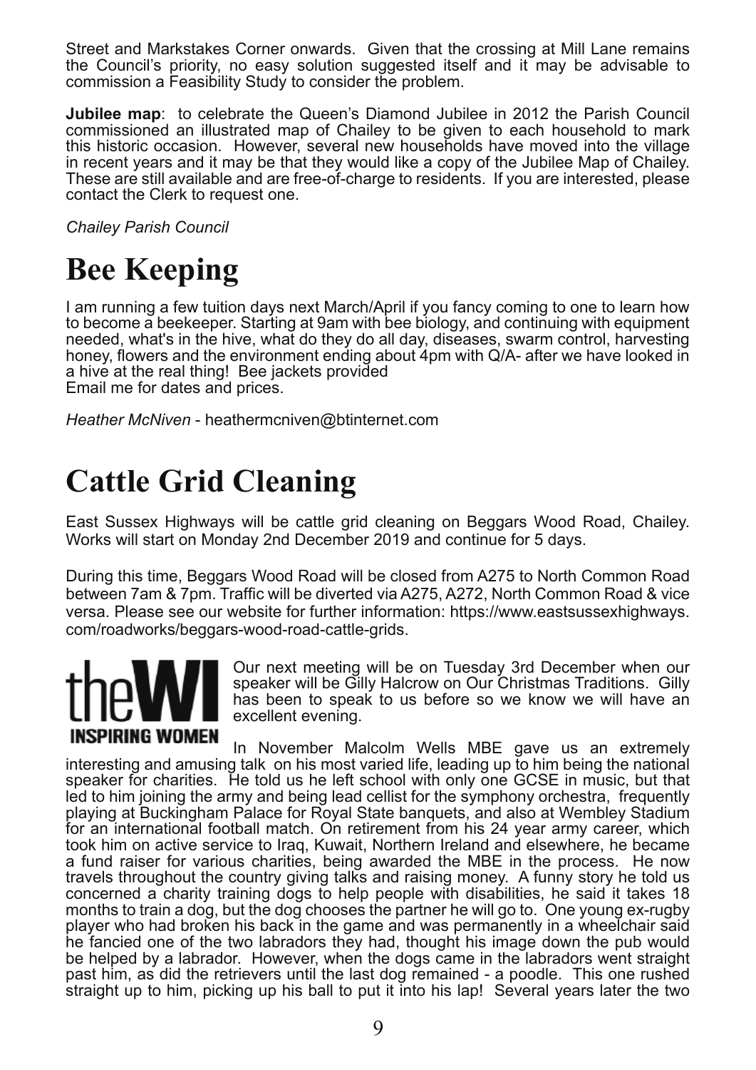Street and Markstakes Corner onwards. Given that the crossing at Mill Lane remains the Council's priority, no easy solution suggested itself and it may be advisable to commission a Feasibility Study to consider the problem.

**Jubilee map**: to celebrate the Queen's Diamond Jubilee in 2012 the Parish Council commissioned an illustrated map of Chailey to be given to each household to mark this historic occasion. However, several new households have moved into the village in recent years and it may be that they would like a copy of the Jubilee Map of Chailey. These are still available and are free-of-charge to residents. If you are interested, please contact the Clerk to request one.

*Chailey Parish Council*

# Bee Keeping

I am running a few tuition days next March/April if you fancy coming to one to learn how to become a beekeeper. Starting at 9am with bee biology, and continuing with equipment needed, what's in the hive, what do they do all day, diseases, swarm control, harvesting honey, flowers and the environment ending about 4pm with Q/A- after we have looked in a hive at the real thing! Bee jackets provided
Email me for dates and prices.

*Heather McNiven* - heathermcniven@btinternet.com

# Cattle Grid Cleaning

East Sussex Highways will be cattle grid cleaning on Beggars Wood Road, Chailey. Works will start on Monday 2nd December 2019 and continue for 5 days.

During this time, Beggars Wood Road will be closed from A275 to North Common Road between 7am & 7pm. Traffic will be diverted via A275, A272, North Common Road & vice versa. Please see our website for further information: https://www.eastsussexhighways.com/roadworks/beggars-wood-road-cattle-grids.

**theWI INSPIRING WOMEN**

Our next meeting will be on Tuesday 3rd December when our speaker will be Gilly Halcrow on Our Christmas Traditions. Gilly has been to speak to us before so we know we will have an excellent evening.

In November Malcolm Wells MBE gave us an extremely interesting and amusing talk on his most varied life, leading up to him being the national speaker for charities. He told us he left school with only one GCSE in music, but that led to him joining the army and being lead cellist for the symphony orchestra, frequently playing at Buckingham Palace for Royal State banquets, and also at Wembley Stadium for an international football match. On retirement from his 24 year army career, which took him on active service to Iraq, Kuwait, Northern Ireland and elsewhere, he became a fund raiser for various charities, being awarded the MBE in the process. He now travels throughout the country giving talks and raising money. A funny story he told us concerned a charity training dogs to help people with disabilities, he said it takes 18 months to train a dog, but the dog chooses the partner he will go to. One young ex-rugby player who had broken his back in the game and was permanently in a wheelchair said he fancied one of the two labradors they had, thought his image down the pub would be helped by a labrador. However, when the dogs came in the labradors went straight past him, as did the retrievers until the last dog remained - a poodle. This one rushed straight up to him, picking up his ball to put it into his lap! Several years later the two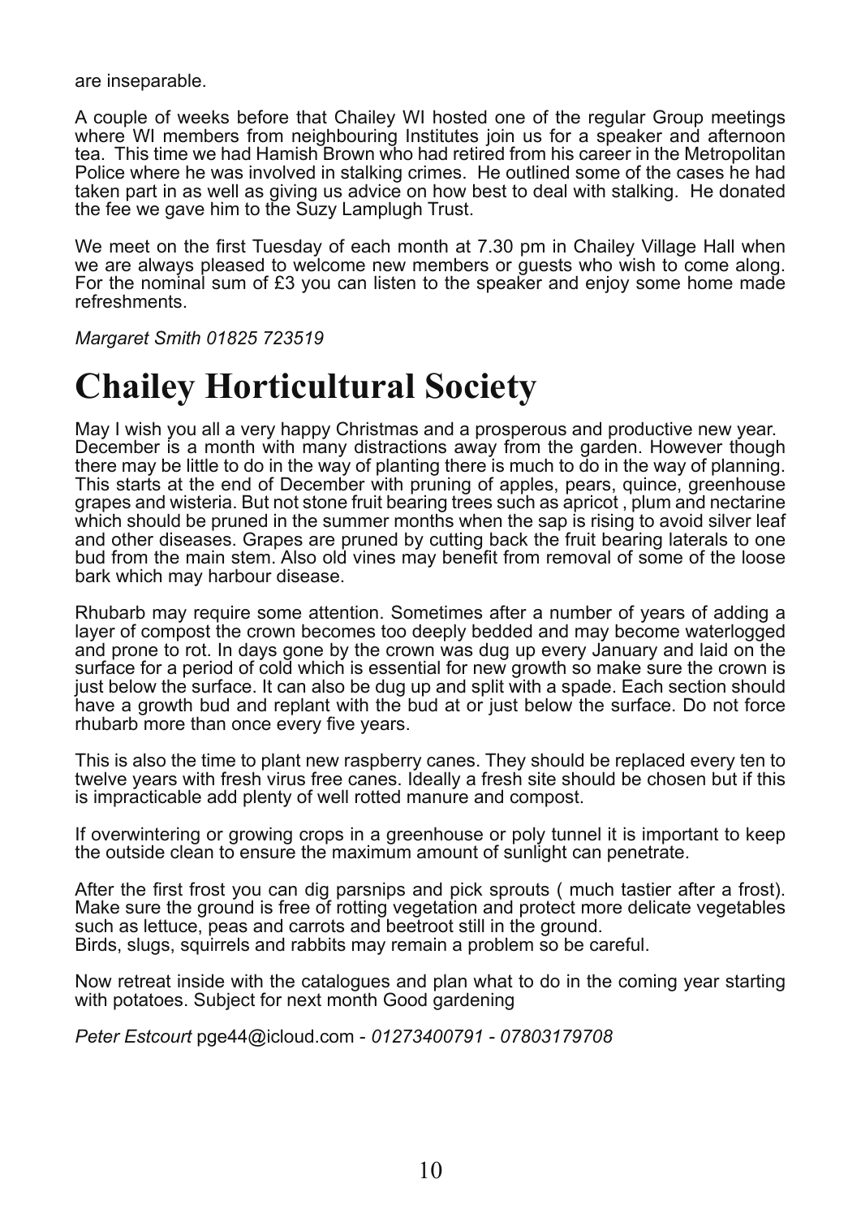are inseparable.

A couple of weeks before that Chailey WI hosted one of the regular Group meetings where WI members from neighbouring Institutes join us for a speaker and afternoon tea. This time we had Hamish Brown who had retired from his career in the Metropolitan Police where he was involved in stalking crimes. He outlined some of the cases he had taken part in as well as giving us advice on how best to deal with stalking. He donated the fee we gave him to the Suzy Lamplugh Trust.

We meet on the first Tuesday of each month at 7.30 pm in Chailey Village Hall when we are always pleased to welcome new members or guests who wish to come along. For the nominal sum of £3 you can listen to the speaker and enjoy some home made refreshments.

*Margaret Smith 01825 723519*

# Chailey Horticultural Society

May I wish you all a very happy Christmas and a prosperous and productive new year. December is a month with many distractions away from the garden. However though there may be little to do in the way of planting there is much to do in the way of planning. This starts at the end of December with pruning of apples, pears, quince, greenhouse grapes and wisteria. But not stone fruit bearing trees such as apricot , plum and nectarine which should be pruned in the summer months when the sap is rising to avoid silver leaf and other diseases. Grapes are pruned by cutting back the fruit bearing laterals to one bud from the main stem. Also old vines may benefit from removal of some of the loose bark which may harbour disease.

Rhubarb may require some attention. Sometimes after a number of years of adding a layer of compost the crown becomes too deeply bedded and may become waterlogged and prone to rot. In days gone by the crown was dug up every January and laid on the surface for a period of cold which is essential for new growth so make sure the crown is just below the surface. It can also be dug up and split with a spade. Each section should have a growth bud and replant with the bud at or just below the surface. Do not force rhubarb more than once every five years.

This is also the time to plant new raspberry canes. They should be replaced every ten to twelve years with fresh virus free canes. Ideally a fresh site should be chosen but if this is impracticable add plenty of well rotted manure and compost.

If overwintering or growing crops in a greenhouse or poly tunnel it is important to keep the outside clean to ensure the maximum amount of sunlight can penetrate.

After the first frost you can dig parsnips and pick sprouts ( much tastier after a frost). Make sure the ground is free of rotting vegetation and protect more delicate vegetables such as lettuce, peas and carrots and beetroot still in the ground.
Birds, slugs, squirrels and rabbits may remain a problem so be careful.

Now retreat inside with the catalogues and plan what to do in the coming year starting with potatoes. Subject for next month Good gardening

*Peter Estcourt* pge44@icloud.com - *01273400791 - 07803179708*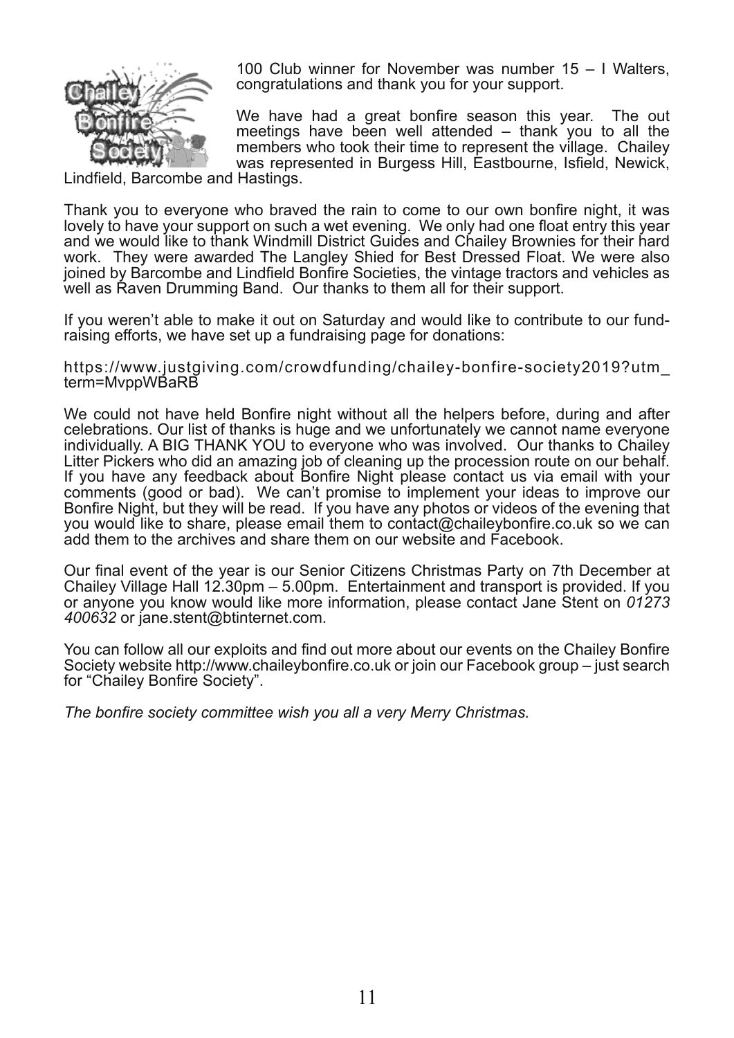100 Club winner for November was number 15 – I Walters, congratulations and thank you for your support.

We have had a great bonfire season this year. The out meetings have been well attended – thank you to all the members who took their time to represent the village. Chailey was represented in Burgess Hill, Eastbourne, Isfield, Newick, Lindfield, Barcombe and Hastings.

Thank you to everyone who braved the rain to come to our own bonfire night, it was lovely to have your support on such a wet evening. We only had one float entry this year and we would like to thank Windmill District Guides and Chailey Brownies for their hard work. They were awarded The Langley Shied for Best Dressed Float. We were also joined by Barcombe and Lindfield Bonfire Societies, the vintage tractors and vehicles as well as Raven Drumming Band. Our thanks to them all for their support.

If you weren't able to make it out on Saturday and would like to contribute to our fund-raising efforts, we have set up a fundraising page for donations:

https://www.justgiving.com/crowdfunding/chailey-bonfire-society2019?utm_term=MvppWBaRB

We could not have held Bonfire night without all the helpers before, during and after celebrations. Our list of thanks is huge and we unfortunately we cannot name everyone individually. A BIG THANK YOU to everyone who was involved. Our thanks to Chailey Litter Pickers who did an amazing job of cleaning up the procession route on our behalf. If you have any feedback about Bonfire Night please contact us via email with your comments (good or bad). We can't promise to implement your ideas to improve our Bonfire Night, but they will be read. If you have any photos or videos of the evening that you would like to share, please email them to contact@chaileybonfire.co.uk so we can add them to the archives and share them on our website and Facebook.

Our final event of the year is our Senior Citizens Christmas Party on 7th December at Chailey Village Hall 12.30pm – 5.00pm. Entertainment and transport is provided. If you or anyone you know would like more information, please contact Jane Stent on *01273 400632* or jane.stent@btinternet.com.

You can follow all our exploits and find out more about our events on the Chailey Bonfire Society website http://www.chaileybonfire.co.uk or join our Facebook group – just search for "Chailey Bonfire Society".

*The bonfire society committee wish you all a very Merry Christmas.*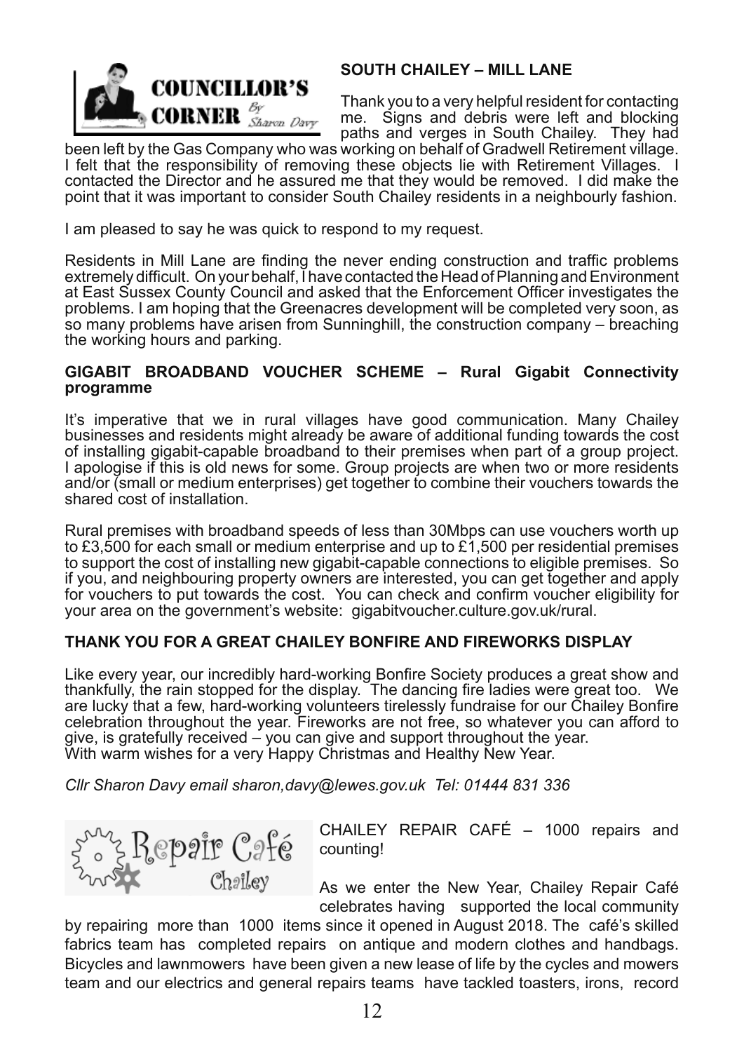**COUNCILLOR'S CORNER** By Sharon Davy

**SOUTH CHAILEY – MILL LANE**

Thank you to a very helpful resident for contacting me. Signs and debris were left and blocking paths and verges in South Chailey. They had been left by the Gas Company who was working on behalf of Gradwell Retirement village. I felt that the responsibility of removing these objects lie with Retirement Villages. I contacted the Director and he assured me that they would be removed. I did make the point that it was important to consider South Chailey residents in a neighbourly fashion.

I am pleased to say he was quick to respond to my request.

Residents in Mill Lane are finding the never ending construction and traffic problems extremely difficult. On your behalf, I have contacted the Head of Planning and Environment at East Sussex County Council and asked that the Enforcement Officer investigates the problems. I am hoping that the Greenacres development will be completed very soon, as so many problems have arisen from Sunninghill, the construction company – breaching the working hours and parking.

**GIGABIT BROADBAND VOUCHER SCHEME – Rural Gigabit Connectivity programme**

It's imperative that we in rural villages have good communication. Many Chailey businesses and residents might already be aware of additional funding towards the cost of installing gigabit-capable broadband to their premises when part of a group project. I apologise if this is old news for some. Group projects are when two or more residents and/or (small or medium enterprises) get together to combine their vouchers towards the shared cost of installation.

Rural premises with broadband speeds of less than 30Mbps can use vouchers worth up to £3,500 for each small or medium enterprise and up to £1,500 per residential premises to support the cost of installing new gigabit-capable connections to eligible premises. So if you, and neighbouring property owners are interested, you can get together and apply for vouchers to put towards the cost. You can check and confirm voucher eligibility for your area on the government's website: gigabitvoucher.culture.gov.uk/rural.

**THANK YOU FOR A GREAT CHAILEY BONFIRE AND FIREWORKS DISPLAY**

Like every year, our incredibly hard-working Bonfire Society produces a great show and thankfully, the rain stopped for the display. The dancing fire ladies were great too. We are lucky that a few, hard-working volunteers tirelessly fundraise for our Chailey Bonfire celebration throughout the year. Fireworks are not free, so whatever you can afford to give, is gratefully received – you can give and support throughout the year.
With warm wishes for a very Happy Christmas and Healthy New Year.

*Cllr Sharon Davy email sharon,davy@lewes.gov.uk Tel: 01444 831 336*

Repair Café Chailey

CHAILEY REPAIR CAFÉ – 1000 repairs and counting!

As we enter the New Year, Chailey Repair Café celebrates having supported the local community by repairing more than 1000 items since it opened in August 2018. The café's skilled fabrics team has completed repairs on antique and modern clothes and handbags. Bicycles and lawnmowers have been given a new lease of life by the cycles and mowers team and our electrics and general repairs teams have tackled toasters, irons, record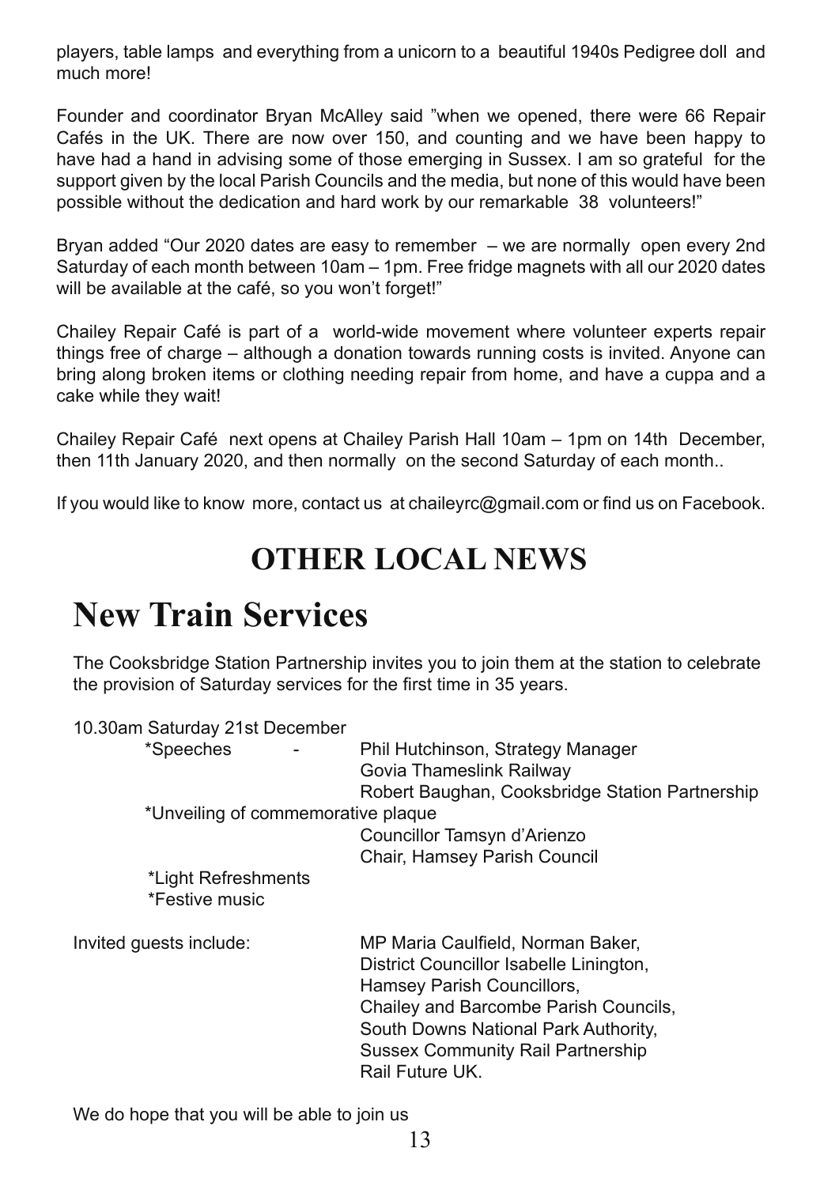players, table lamps and everything from a unicorn to a beautiful 1940s Pedigree doll and much more!

Founder and coordinator Bryan McAlley said "when we opened, there were 66 Repair Cafés in the UK. There are now over 150, and counting and we have been happy to have had a hand in advising some of those emerging in Sussex. I am so grateful for the support given by the local Parish Councils and the media, but none of this would have been possible without the dedication and hard work by our remarkable 38 volunteers!"

Bryan added "Our 2020 dates are easy to remember – we are normally open every 2nd Saturday of each month between 10am – 1pm. Free fridge magnets with all our 2020 dates will be available at the café, so you won't forget!"

Chailey Repair Café is part of a world-wide movement where volunteer experts repair things free of charge – although a donation towards running costs is invited. Anyone can bring along broken items or clothing needing repair from home, and have a cuppa and a cake while they wait!

Chailey Repair Café next opens at Chailey Parish Hall 10am – 1pm on 14th December, then 11th January 2020, and then normally on the second Saturday of each month..

If you would like to know more, contact us at chaileyrc@gmail.com or find us on Facebook.

## OTHER LOCAL NEWS

# New Train Services

The Cooksbridge Station Partnership invites you to join them at the station to celebrate the provision of Saturday services for the first time in 35 years.

10.30am Saturday 21st December

- *Speeches - Phil Hutchinson, Strategy Manager, Govia Thameslink Railway; Robert Baughan, Cooksbridge Station Partnership
- *Unveiling of commemorative plaque - Councillor Tamsyn d'Arienzo, Chair, Hamsey Parish Council
- *Light Refreshments
- *Festive music

Invited guests include: MP Maria Caulfield, Norman Baker, District Councillor Isabelle Linington, Hamsey Parish Councillors, Chailey and Barcombe Parish Councils, South Downs National Park Authority, Sussex Community Rail Partnership, Rail Future UK.

We do hope that you will be able to join us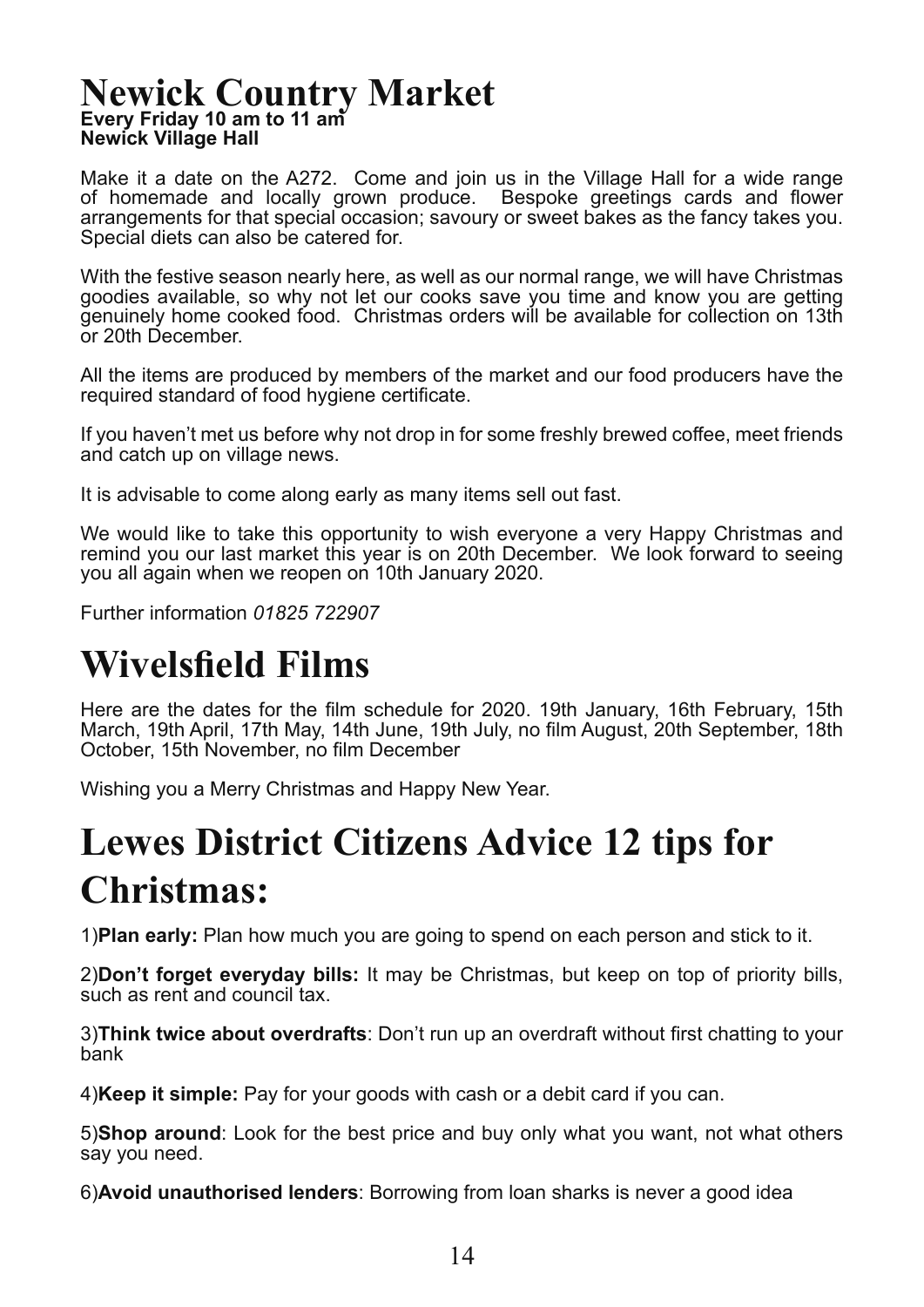# Newick Country Market

**Every Friday 10 am to 11 am**
**Newick Village Hall**

Make it a date on the A272. Come and join us in the Village Hall for a wide range of homemade and locally grown produce. Bespoke greetings cards and flower arrangements for that special occasion; savoury or sweet bakes as the fancy takes you. Special diets can also be catered for.

With the festive season nearly here, as well as our normal range, we will have Christmas goodies available, so why not let our cooks save you time and know you are getting genuinely home cooked food. Christmas orders will be available for collection on 13th or 20th December.

All the items are produced by members of the market and our food producers have the required standard of food hygiene certificate.

If you haven't met us before why not drop in for some freshly brewed coffee, meet friends and catch up on village news.

It is advisable to come along early as many items sell out fast.

We would like to take this opportunity to wish everyone a very Happy Christmas and remind you our last market this year is on 20th December. We look forward to seeing you all again when we reopen on 10th January 2020.

Further information *01825 722907*

# Wivelsfield Films

Here are the dates for the film schedule for 2020. 19th January, 16th February, 15th March, 19th April, 17th May, 14th June, 19th July, no film August, 20th September, 18th October, 15th November, no film December

Wishing you a Merry Christmas and Happy New Year.

# Lewes District Citizens Advice 12 tips for Christmas:

1)**Plan early:** Plan how much you are going to spend on each person and stick to it.

2)**Don't forget everyday bills:** It may be Christmas, but keep on top of priority bills, such as rent and council tax.

3)**Think twice about overdrafts**: Don't run up an overdraft without first chatting to your bank

4)**Keep it simple:** Pay for your goods with cash or a debit card if you can.

5)**Shop around**: Look for the best price and buy only what you want, not what others say you need.

6)**Avoid unauthorised lenders**: Borrowing from loan sharks is never a good idea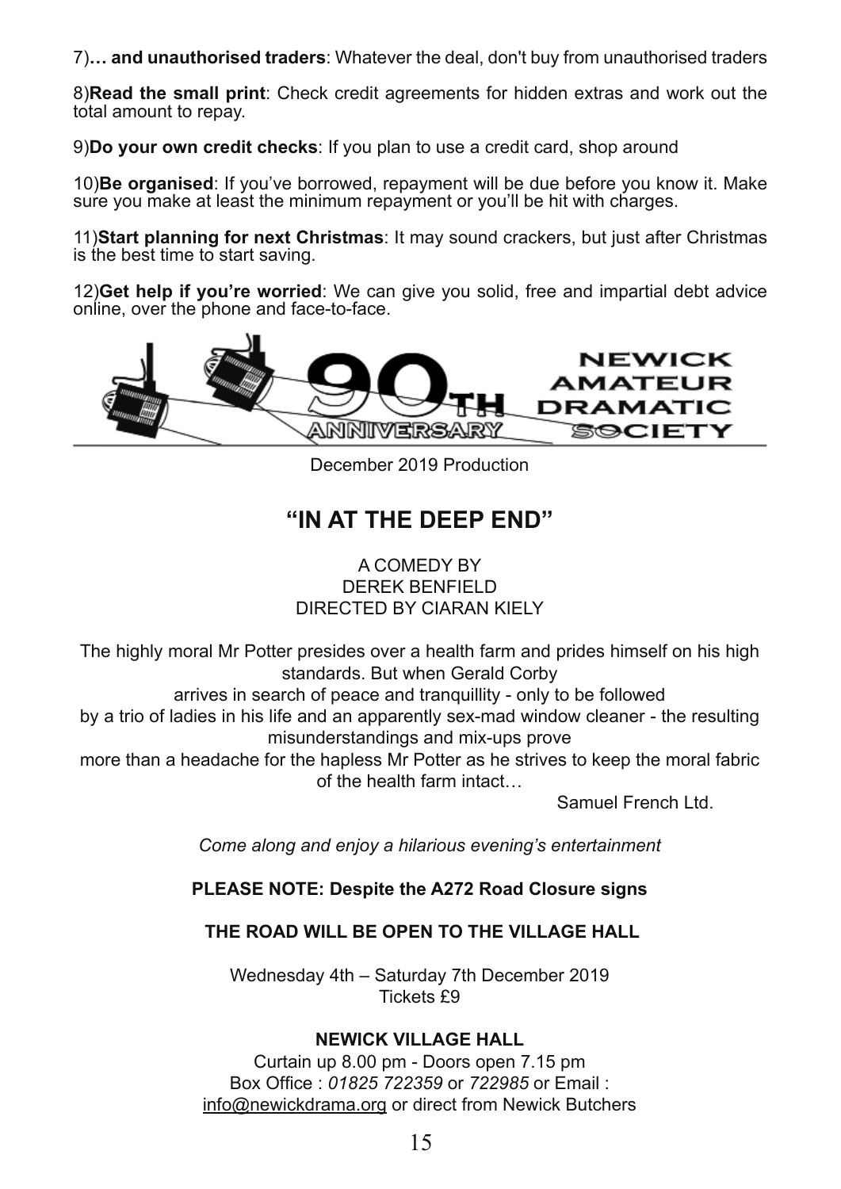7)**… and unauthorised traders**: Whatever the deal, don't buy from unauthorised traders

8)**Read the small print**: Check credit agreements for hidden extras and work out the total amount to repay.

9)**Do your own credit checks**: If you plan to use a credit card, shop around

10)**Be organised**: If you've borrowed, repayment will be due before you know it. Make sure you make at least the minimum repayment or you'll be hit with charges.

11)**Start planning for next Christmas**: It may sound crackers, but just after Christmas is the best time to start saving.

12)**Get help if you're worried**: We can give you solid, free and impartial debt advice online, over the phone and face-to-face.

90TH ANNIVERSARY NEWICK AMATEUR DRAMATIC SOCIETY

December 2019 Production

## "IN AT THE DEEP END"

A COMEDY BY
DEREK BENFIELD
DIRECTED BY CIARAN KIELY

The highly moral Mr Potter presides over a health farm and prides himself on his high standards. But when Gerald Corby arrives in search of peace and tranquillity - only to be followed by a trio of ladies in his life and an apparently sex-mad window cleaner - the resulting misunderstandings and mix-ups prove more than a headache for the hapless Mr Potter as he strives to keep the moral fabric of the health farm intact…

Samuel French Ltd.

*Come along and enjoy a hilarious evening's entertainment*

**PLEASE NOTE: Despite the A272 Road Closure signs**

**THE ROAD WILL BE OPEN TO THE VILLAGE HALL**

Wednesday 4th – Saturday 7th December 2019
Tickets £9

**NEWICK VILLAGE HALL**

Curtain up 8.00 pm - Doors open 7.15 pm
Box Office : *01825 722359* or *722985* or Email : info@newickdrama.org or direct from Newick Butchers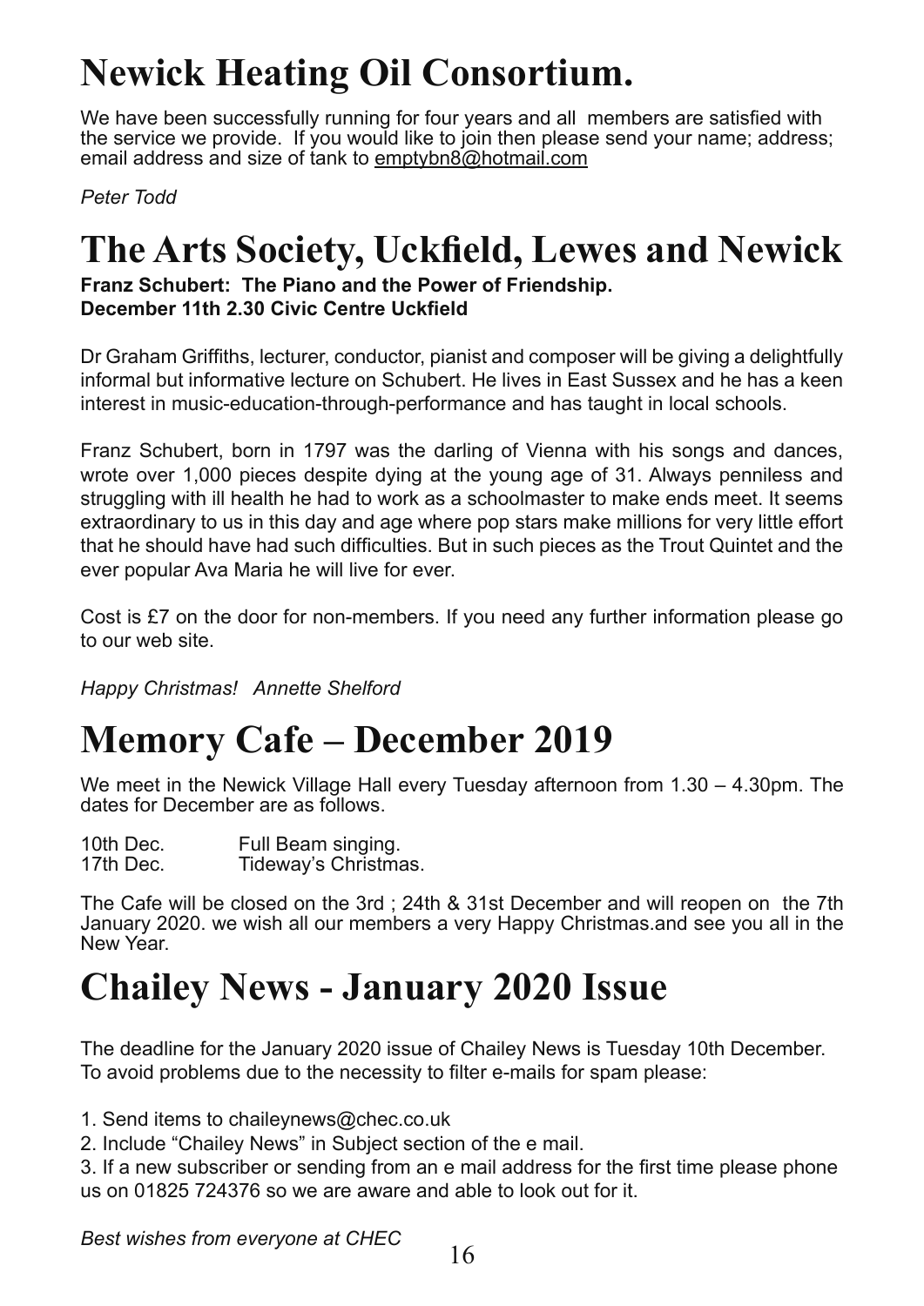# Newick Heating Oil Consortium.

We have been successfully running for four years and all members are satisfied with the service we provide. If you would like to join then please send your name; address; email address and size of tank to emptybn8@hotmail.com

*Peter Todd*

# The Arts Society, Uckfield, Lewes and Newick

**Franz Schubert: The Piano and the Power of Friendship.**
**December 11th 2.30 Civic Centre Uckfield**

Dr Graham Griffiths, lecturer, conductor, pianist and composer will be giving a delightfully informal but informative lecture on Schubert. He lives in East Sussex and he has a keen interest in music-education-through-performance and has taught in local schools.

Franz Schubert, born in 1797 was the darling of Vienna with his songs and dances, wrote over 1,000 pieces despite dying at the young age of 31. Always penniless and struggling with ill health he had to work as a schoolmaster to make ends meet. It seems extraordinary to us in this day and age where pop stars make millions for very little effort that he should have had such difficulties. But in such pieces as the Trout Quintet and the ever popular Ava Maria he will live for ever.

Cost is £7 on the door for non-members. If you need any further information please go to our web site.

*Happy Christmas! Annette Shelford*

# Memory Cafe – December 2019

We meet in the Newick Village Hall every Tuesday afternoon from 1.30 – 4.30pm. The dates for December are as follows.

| | |
|---|---|
| 10th Dec. | Full Beam singing. |
| 17th Dec. | Tideway's Christmas. |

The Cafe will be closed on the 3rd ; 24th & 31st December and will reopen on the 7th January 2020. we wish all our members a very Happy Christmas.and see you all in the New Year.

# Chailey News - January 2020 Issue

The deadline for the January 2020 issue of Chailey News is Tuesday 10th December. To avoid problems due to the necessity to filter e-mails for spam please:

1. Send items to chaileynews@chec.co.uk
2. Include "Chailey News" in Subject section of the e mail.
3. If a new subscriber or sending from an e mail address for the first time please phone us on 01825 724376 so we are aware and able to look out for it.

*Best wishes from everyone at CHEC*